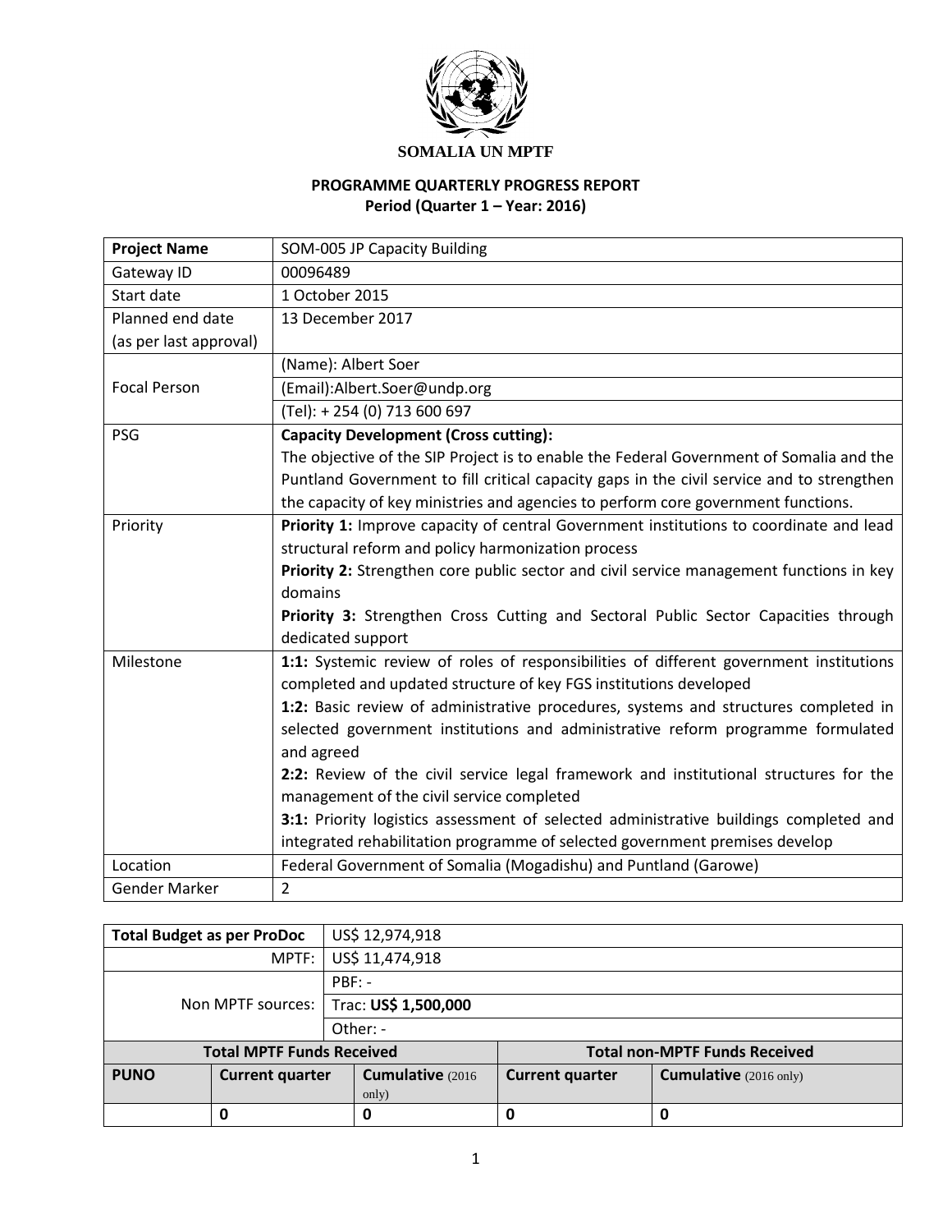**SOMALIA UN MPTF**

**PROGRAMME QUARTERLY PROGRESS REPORT**
**Period (Quarter 1 – Year: 2016)**

| **Project Name** | SOM-005 JP Capacity Building |
|---|---|
| Gateway ID | 00096489 |
| Start date | 1 October 2015 |
| Planned end date (as per last approval) | 13 December 2017 |
| Focal Person | (Name): Albert Soer |
| | (Email):Albert.Soer@undp.org |
| | (Tel): + 254 (0) 713 600 697 |
| PSG | **Capacity Development (Cross cutting):** The objective of the SIP Project is to enable the Federal Government of Somalia and the Puntland Government to fill critical capacity gaps in the civil service and to strengthen the capacity of key ministries and agencies to perform core government functions. |
| Priority | **Priority 1:** Improve capacity of central Government institutions to coordinate and lead structural reform and policy harmonization process<br>**Priority 2:** Strengthen core public sector and civil service management functions in key domains<br>**Priority 3:** Strengthen Cross Cutting and Sectoral Public Sector Capacities through dedicated support |
| Milestone | **1:1:** Systemic review of roles of responsibilities of different government institutions completed and updated structure of key FGS institutions developed<br>**1:2:** Basic review of administrative procedures, systems and structures completed in selected government institutions and administrative reform programme formulated and agreed<br>**2:2:** Review of the civil service legal framework and institutional structures for the management of the civil service completed<br>**3:1:** Priority logistics assessment of selected administrative buildings completed and integrated rehabilitation programme of selected government premises develop |
| Location | Federal Government of Somalia (Mogadishu) and Puntland (Garowe) |
| Gender Marker | 2 |

| **Total Budget as per ProDoc** | | US$ 12,974,918 | | |
|---|---|---|---|---|
| MPTF: | | US$ 11,474,918 | | |
| Non MPTF sources: | | PBF: - | | |
| | | Trac: **US$ 1,500,000** | | |
| | | Other: - | | |
| **Total MPTF Funds Received** | | | **Total non-MPTF Funds Received** | |
| **PUNO** | **Current quarter** | **Cumulative** (2016 only) | **Current quarter** | **Cumulative** (2016 only) |
| | **0** | **0** | **0** | **0** |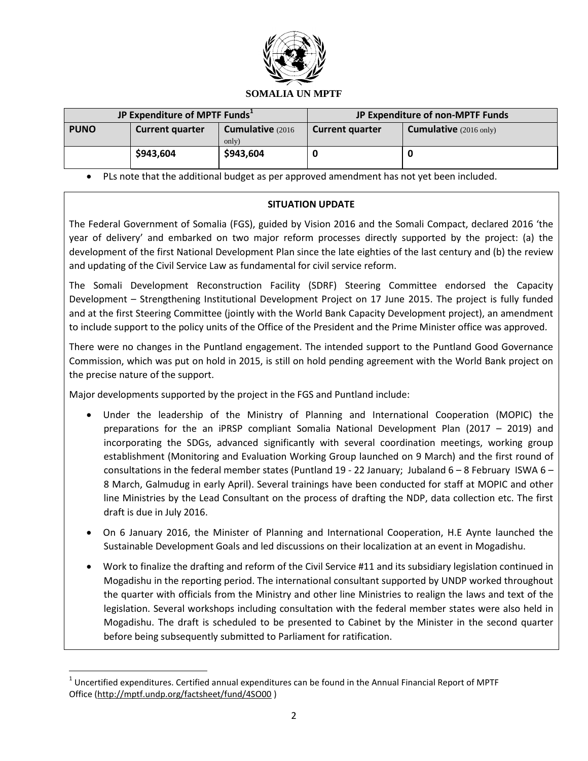**SOMALIA UN MPTF**

| JP Expenditure of MPTF Funds[1] | | | JP Expenditure of non-MPTF Funds | |
|---|---|---|---|---|
| **PUNO** | **Current quarter** | **Cumulative** (2016 only) | **Current quarter** | **Cumulative** (2016 only) |
| | **\$943,604** | **\$943,604** | **0** | **0** |

- PLs note that the additional budget as per approved amendment has not yet been included.

**SITUATION UPDATE**

The Federal Government of Somalia (FGS), guided by Vision 2016 and the Somali Compact, declared 2016 'the year of delivery' and embarked on two major reform processes directly supported by the project: (a) the development of the first National Development Plan since the late eighties of the last century and (b) the review and updating of the Civil Service Law as fundamental for civil service reform.

The Somali Development Reconstruction Facility (SDRF) Steering Committee endorsed the Capacity Development – Strengthening Institutional Development Project on 17 June 2015. The project is fully funded and at the first Steering Committee (jointly with the World Bank Capacity Development project), an amendment to include support to the policy units of the Office of the President and the Prime Minister office was approved.

There were no changes in the Puntland engagement. The intended support to the Puntland Good Governance Commission, which was put on hold in 2015, is still on hold pending agreement with the World Bank project on the precise nature of the support.

Major developments supported by the project in the FGS and Puntland include:

- Under the leadership of the Ministry of Planning and International Cooperation (MOPIC) the preparations for the an iPRSP compliant Somalia National Development Plan (2017 – 2019) and incorporating the SDGs, advanced significantly with several coordination meetings, working group establishment (Monitoring and Evaluation Working Group launched on 9 March) and the first round of consultations in the federal member states (Puntland 19 - 22 January; Jubaland 6 – 8 February ISWA 6 – 8 March, Galmudug in early April). Several trainings have been conducted for staff at MOPIC and other line Ministries by the Lead Consultant on the process of drafting the NDP, data collection etc. The first draft is due in July 2016.
- On 6 January 2016, the Minister of Planning and International Cooperation, H.E Aynte launched the Sustainable Development Goals and led discussions on their localization at an event in Mogadishu.
- Work to finalize the drafting and reform of the Civil Service #11 and its subsidiary legislation continued in Mogadishu in the reporting period. The international consultant supported by UNDP worked throughout the quarter with officials from the Ministry and other line Ministries to realign the laws and text of the legislation. Several workshops including consultation with the federal member states were also held in Mogadishu. The draft is scheduled to be presented to Cabinet by the Minister in the second quarter before being subsequently submitted to Parliament for ratification.

[1] Uncertified expenditures. Certified annual expenditures can be found in the Annual Financial Report of MPTF Office (http://mptf.undp.org/factsheet/fund/4SO00 )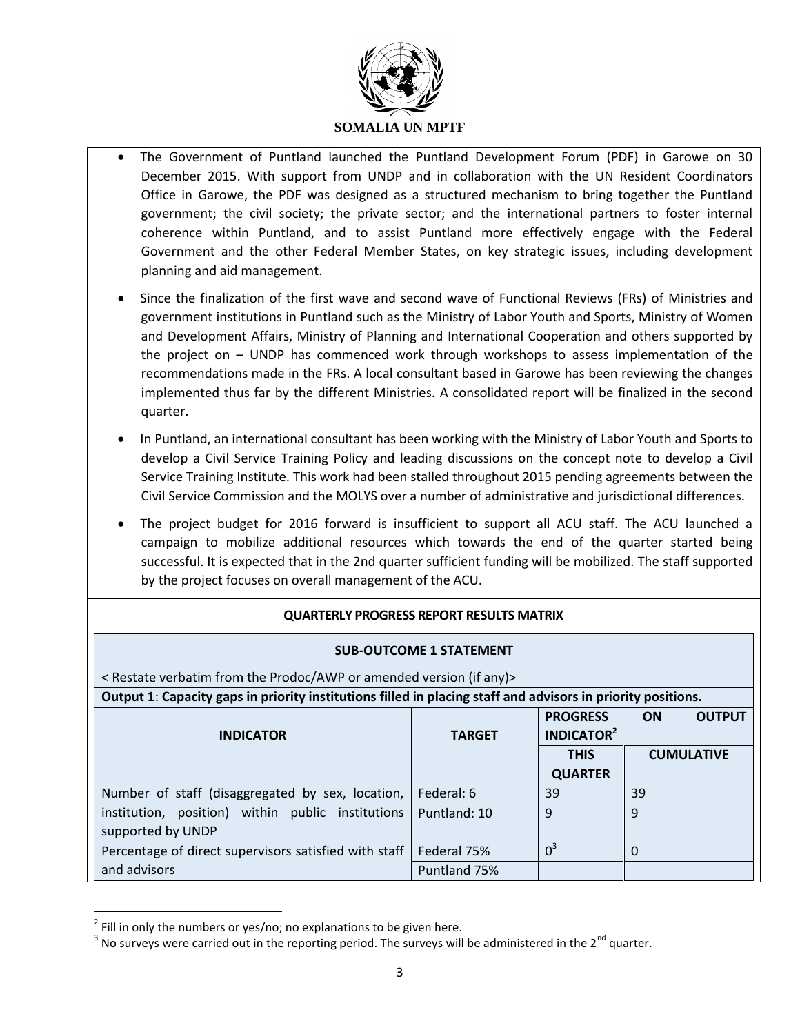- The Government of Puntland launched the Puntland Development Forum (PDF) in Garowe on 30 December 2015. With support from UNDP and in collaboration with the UN Resident Coordinators Office in Garowe, the PDF was designed as a structured mechanism to bring together the Puntland government; the civil society; the private sector; and the international partners to foster internal coherence within Puntland, and to assist Puntland more effectively engage with the Federal Government and the other Federal Member States, on key strategic issues, including development planning and aid management.
- Since the finalization of the first wave and second wave of Functional Reviews (FRs) of Ministries and government institutions in Puntland such as the Ministry of Labor Youth and Sports, Ministry of Women and Development Affairs, Ministry of Planning and International Cooperation and others supported by the project on – UNDP has commenced work through workshops to assess implementation of the recommendations made in the FRs. A local consultant based in Garowe has been reviewing the changes implemented thus far by the different Ministries. A consolidated report will be finalized in the second quarter.
- In Puntland, an international consultant has been working with the Ministry of Labor Youth and Sports to develop a Civil Service Training Policy and leading discussions on the concept note to develop a Civil Service Training Institute. This work had been stalled throughout 2015 pending agreements between the Civil Service Commission and the MOLYS over a number of administrative and jurisdictional differences.
- The project budget for 2016 forward is insufficient to support all ACU staff. The ACU launched a campaign to mobilize additional resources which towards the end of the quarter started being successful. It is expected that in the 2nd quarter sufficient funding will be mobilized. The staff supported by the project focuses on overall management of the ACU.

**QUARTERLY PROGRESS REPORT RESULTS MATRIX**

**SUB-OUTCOME 1 STATEMENT**

< Restate verbatim from the Prodoc/AWP or amended version (if any)>

**Output 1**: **Capacity gaps in priority institutions filled in placing staff and advisors in priority positions.**

| INDICATOR | TARGET | PROGRESS ON OUTPUT INDICATOR[2] | |
|---|---|---|---|
| | | THIS QUARTER | CUMULATIVE |
| Number of staff (disaggregated by sex, location, institution, position) within public institutions supported by UNDP | Federal: 6 | 39 | 39 |
| | Puntland: 10 | 9 | 9 |
| Percentage of direct supervisors satisfied with staff and advisors | Federal 75% | 0[3] | 0 |
| | Puntland 75% | | |

[2] Fill in only the numbers or yes/no; no explanations to be given here.

[3] No surveys were carried out in the reporting period. The surveys will be administered in the 2nd quarter.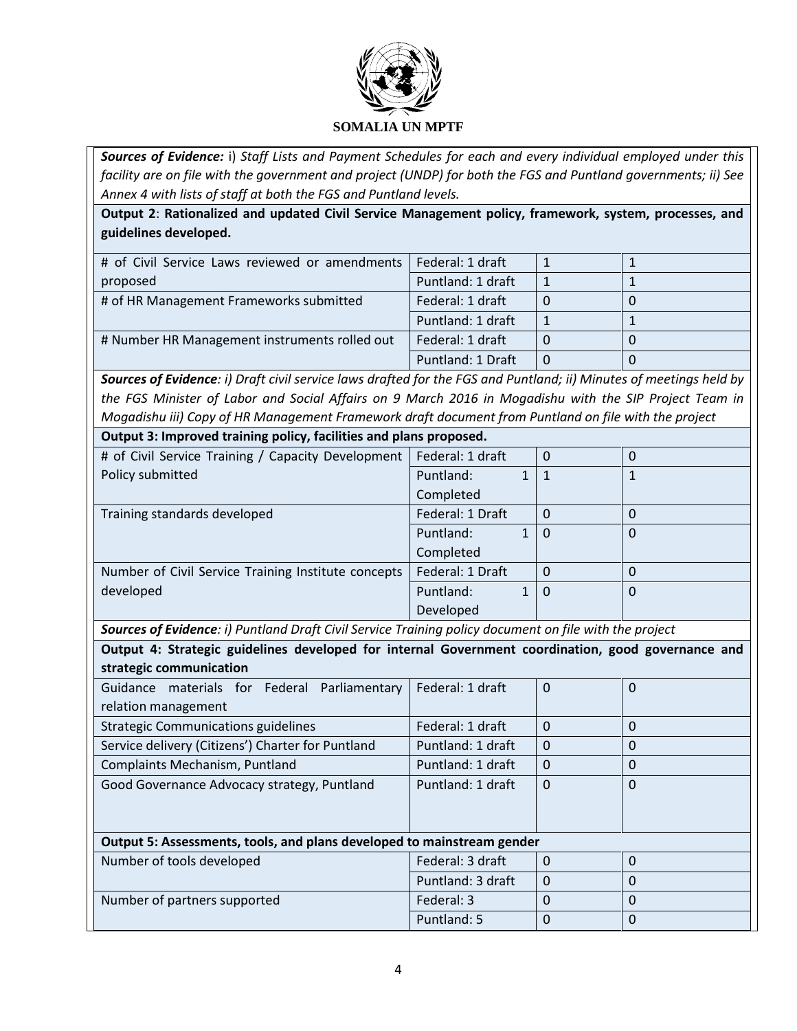*Sources of Evidence:* i) *Staff Lists and Payment Schedules for each and every individual employed under this facility are on file with the government and project (UNDP) for both the FGS and Puntland governments; ii) See Annex 4 with lists of staff at both the FGS and Puntland levels.*

**Output 2**: **Rationalized and updated Civil Service Management policy, framework, system, processes, and guidelines developed.**

| | | | |
|---|---|---|---|
| # of Civil Service Laws reviewed or amendments proposed | Federal: 1 draft | 1 | 1 |
| | Puntland: 1 draft | 1 | 1 |
| # of HR Management Frameworks submitted | Federal: 1 draft | 0 | 0 |
| | Puntland: 1 draft | 1 | 1 |
| # Number HR Management instruments rolled out | Federal: 1 draft | 0 | 0 |
| | Puntland: 1 Draft | 0 | 0 |

***Sources of Evidence**: i) Draft civil service laws drafted for the FGS and Puntland; ii) Minutes of meetings held by the FGS Minister of Labor and Social Affairs on 9 March 2016 in Mogadishu with the SIP Project Team in Mogadishu iii) Copy of HR Management Framework draft document from Puntland on file with the project*

**Output 3: Improved training policy, facilities and plans proposed.**

| | | | |
|---|---|---|---|
| # of Civil Service Training / Capacity Development Policy submitted | Federal: 1 draft | 0 | 0 |
| | Puntland: 1 Completed | 1 | 1 |
| Training standards developed | Federal: 1 Draft | 0 | 0 |
| | Puntland: 1 Completed | 0 | 0 |
| Number of Civil Service Training Institute concepts developed | Federal: 1 Draft | 0 | 0 |
| | Puntland: 1 Developed | 0 | 0 |

***Sources of Evidence**: i) Puntland Draft Civil Service Training policy document on file with the project*

**Output 4: Strategic guidelines developed for internal Government coordination, good governance and strategic communication**

| | | | |
|---|---|---|---|
| Guidance materials for Federal Parliamentary relation management | Federal: 1 draft | 0 | 0 |
| Strategic Communications guidelines | Federal: 1 draft | 0 | 0 |
| Service delivery (Citizens') Charter for Puntland | Puntland: 1 draft | 0 | 0 |
| Complaints Mechanism, Puntland | Puntland: 1 draft | 0 | 0 |
| Good Governance Advocacy strategy, Puntland | Puntland: 1 draft | 0 | 0 |

**Output 5: Assessments, tools, and plans developed to mainstream gender**

| | | | |
|---|---|---|---|
| Number of tools developed | Federal: 3 draft | 0 | 0 |
| | Puntland: 3 draft | 0 | 0 |
| Number of partners supported | Federal: 3 | 0 | 0 |
| | Puntland: 5 | 0 | 0 |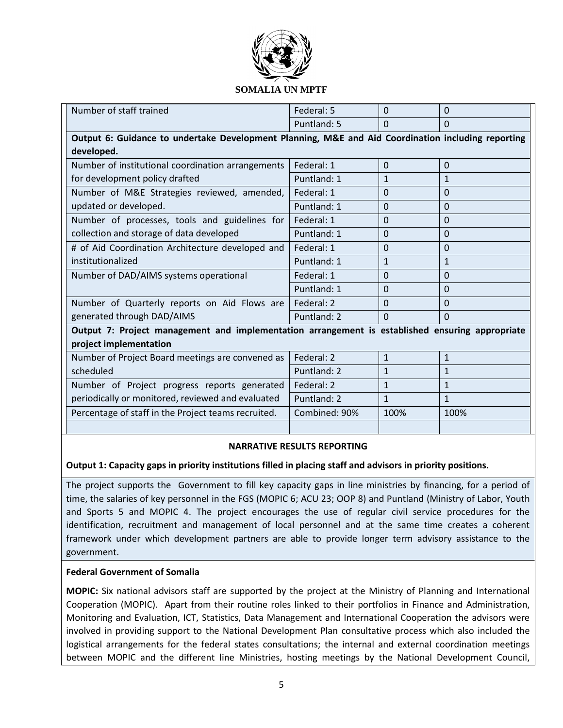| | | | |
|---|---|---|---|
| Number of staff trained | Federal: 5 | 0 | 0 |
| | Puntland: 5 | 0 | 0 |
| **Output 6: Guidance to undertake Development Planning, M&E and Aid Coordination including reporting developed.** | | | |
| Number of institutional coordination arrangements for development policy drafted | Federal: 1 | 0 | 0 |
| | Puntland: 1 | 1 | 1 |
| Number of M&E Strategies reviewed, amended, updated or developed. | Federal: 1 | 0 | 0 |
| | Puntland: 1 | 0 | 0 |
| Number of processes, tools and guidelines for collection and storage of data developed | Federal: 1 | 0 | 0 |
| | Puntland: 1 | 0 | 0 |
| # of Aid Coordination Architecture developed and institutionalized | Federal: 1 | 0 | 0 |
| | Puntland: 1 | 1 | 1 |
| Number of DAD/AIMS systems operational | Federal: 1 | 0 | 0 |
| | Puntland: 1 | 0 | 0 |
| Number of Quarterly reports on Aid Flows are generated through DAD/AIMS | Federal: 2 | 0 | 0 |
| | Puntland: 2 | 0 | 0 |
| **Output 7: Project management and implementation arrangement is established ensuring appropriate project implementation** | | | |
| Number of Project Board meetings are convened as scheduled | Federal: 2 | 1 | 1 |
| | Puntland: 2 | 1 | 1 |
| Number of Project progress reports generated periodically or monitored, reviewed and evaluated | Federal: 2 | 1 | 1 |
| | Puntland: 2 | 1 | 1 |
| Percentage of staff in the Project teams recruited. | Combined: 90% | 100% | 100% |
| | | | |

**NARRATIVE RESULTS REPORTING**

**Output 1: Capacity gaps in priority institutions filled in placing staff and advisors in priority positions.**

The project supports the Government to fill key capacity gaps in line ministries by financing, for a period of time, the salaries of key personnel in the FGS (MOPIC 6; ACU 23; OOP 8) and Puntland (Ministry of Labor, Youth and Sports 5 and MOPIC 4. The project encourages the use of regular civil service procedures for the identification, recruitment and management of local personnel and at the same time creates a coherent framework under which development partners are able to provide longer term advisory assistance to the government.

**Federal Government of Somalia**

**MOPIC:** Six national advisors staff are supported by the project at the Ministry of Planning and International Cooperation (MOPIC). Apart from their routine roles linked to their portfolios in Finance and Administration, Monitoring and Evaluation, ICT, Statistics, Data Management and International Cooperation the advisors were involved in providing support to the National Development Plan consultative process which also included the logistical arrangements for the federal states consultations; the internal and external coordination meetings between MOPIC and the different line Ministries, hosting meetings by the National Development Council,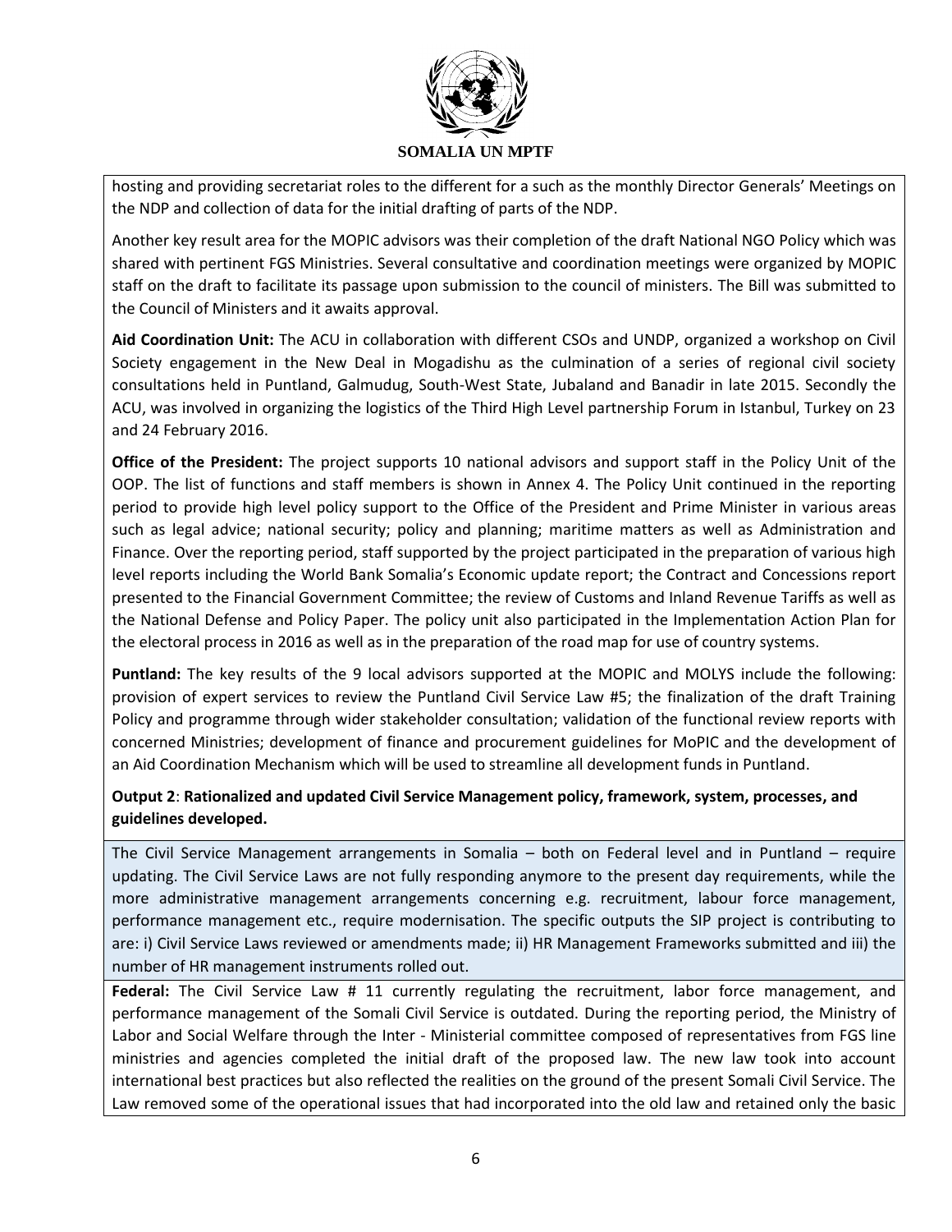hosting and providing secretariat roles to the different for a such as the monthly Director Generals' Meetings on the NDP and collection of data for the initial drafting of parts of the NDP.

Another key result area for the MOPIC advisors was their completion of the draft National NGO Policy which was shared with pertinent FGS Ministries. Several consultative and coordination meetings were organized by MOPIC staff on the draft to facilitate its passage upon submission to the council of ministers. The Bill was submitted to the Council of Ministers and it awaits approval.

**Aid Coordination Unit:** The ACU in collaboration with different CSOs and UNDP, organized a workshop on Civil Society engagement in the New Deal in Mogadishu as the culmination of a series of regional civil society consultations held in Puntland, Galmudug, South-West State, Jubaland and Banadir in late 2015. Secondly the ACU, was involved in organizing the logistics of the Third High Level partnership Forum in Istanbul, Turkey on 23 and 24 February 2016.

**Office of the President:** The project supports 10 national advisors and support staff in the Policy Unit of the OOP. The list of functions and staff members is shown in Annex 4. The Policy Unit continued in the reporting period to provide high level policy support to the Office of the President and Prime Minister in various areas such as legal advice; national security; policy and planning; maritime matters as well as Administration and Finance. Over the reporting period, staff supported by the project participated in the preparation of various high level reports including the World Bank Somalia's Economic update report; the Contract and Concessions report presented to the Financial Government Committee; the review of Customs and Inland Revenue Tariffs as well as the National Defense and Policy Paper. The policy unit also participated in the Implementation Action Plan for the electoral process in 2016 as well as in the preparation of the road map for use of country systems.

**Puntland:** The key results of the 9 local advisors supported at the MOPIC and MOLYS include the following: provision of expert services to review the Puntland Civil Service Law #5; the finalization of the draft Training Policy and programme through wider stakeholder consultation; validation of the functional review reports with concerned Ministries; development of finance and procurement guidelines for MoPIC and the development of an Aid Coordination Mechanism which will be used to streamline all development funds in Puntland.

**Output 2**: **Rationalized and updated Civil Service Management policy, framework, system, processes, and guidelines developed.**

The Civil Service Management arrangements in Somalia – both on Federal level and in Puntland – require updating. The Civil Service Laws are not fully responding anymore to the present day requirements, while the more administrative management arrangements concerning e.g. recruitment, labour force management, performance management etc., require modernisation. The specific outputs the SIP project is contributing to are: i) Civil Service Laws reviewed or amendments made; ii) HR Management Frameworks submitted and iii) the number of HR management instruments rolled out.

**Federal:** The Civil Service Law # 11 currently regulating the recruitment, labor force management, and performance management of the Somali Civil Service is outdated. During the reporting period, the Ministry of Labor and Social Welfare through the Inter - Ministerial committee composed of representatives from FGS line ministries and agencies completed the initial draft of the proposed law. The new law took into account international best practices but also reflected the realities on the ground of the present Somali Civil Service. The Law removed some of the operational issues that had incorporated into the old law and retained only the basic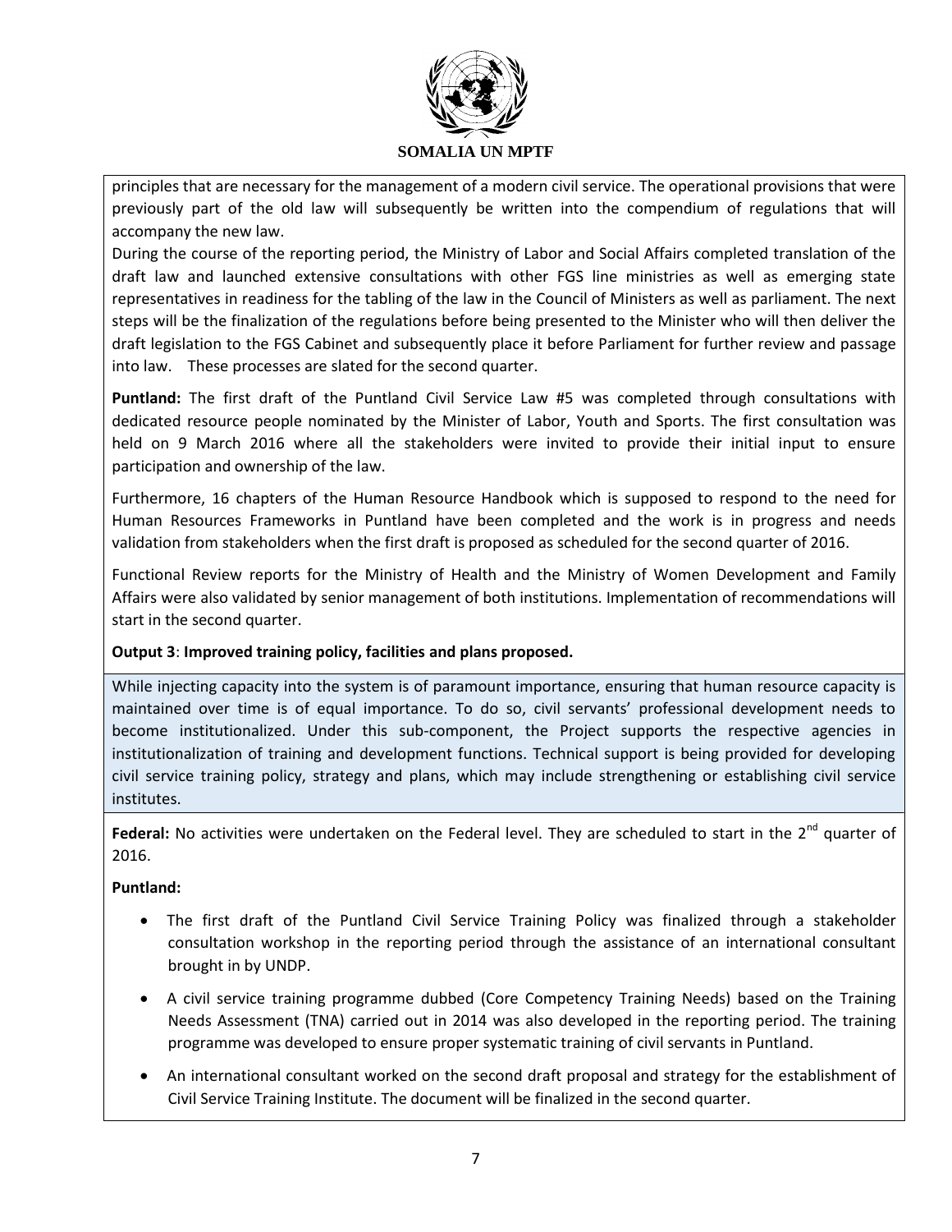principles that are necessary for the management of a modern civil service. The operational provisions that were previously part of the old law will subsequently be written into the compendium of regulations that will accompany the new law.

During the course of the reporting period, the Ministry of Labor and Social Affairs completed translation of the draft law and launched extensive consultations with other FGS line ministries as well as emerging state representatives in readiness for the tabling of the law in the Council of Ministers as well as parliament. The next steps will be the finalization of the regulations before being presented to the Minister who will then deliver the draft legislation to the FGS Cabinet and subsequently place it before Parliament for further review and passage into law. These processes are slated for the second quarter.

**Puntland:** The first draft of the Puntland Civil Service Law #5 was completed through consultations with dedicated resource people nominated by the Minister of Labor, Youth and Sports. The first consultation was held on 9 March 2016 where all the stakeholders were invited to provide their initial input to ensure participation and ownership of the law.

Furthermore, 16 chapters of the Human Resource Handbook which is supposed to respond to the need for Human Resources Frameworks in Puntland have been completed and the work is in progress and needs validation from stakeholders when the first draft is proposed as scheduled for the second quarter of 2016.

Functional Review reports for the Ministry of Health and the Ministry of Women Development and Family Affairs were also validated by senior management of both institutions. Implementation of recommendations will start in the second quarter.

**Output 3**: **Improved training policy, facilities and plans proposed.**

While injecting capacity into the system is of paramount importance, ensuring that human resource capacity is maintained over time is of equal importance. To do so, civil servants' professional development needs to become institutionalized. Under this sub-component, the Project supports the respective agencies in institutionalization of training and development functions. Technical support is being provided for developing civil service training policy, strategy and plans, which may include strengthening or establishing civil service institutes.

**Federal:** No activities were undertaken on the Federal level. They are scheduled to start in the 2nd quarter of 2016.

**Puntland:**

- The first draft of the Puntland Civil Service Training Policy was finalized through a stakeholder consultation workshop in the reporting period through the assistance of an international consultant brought in by UNDP.
- A civil service training programme dubbed (Core Competency Training Needs) based on the Training Needs Assessment (TNA) carried out in 2014 was also developed in the reporting period. The training programme was developed to ensure proper systematic training of civil servants in Puntland.
- An international consultant worked on the second draft proposal and strategy for the establishment of Civil Service Training Institute. The document will be finalized in the second quarter.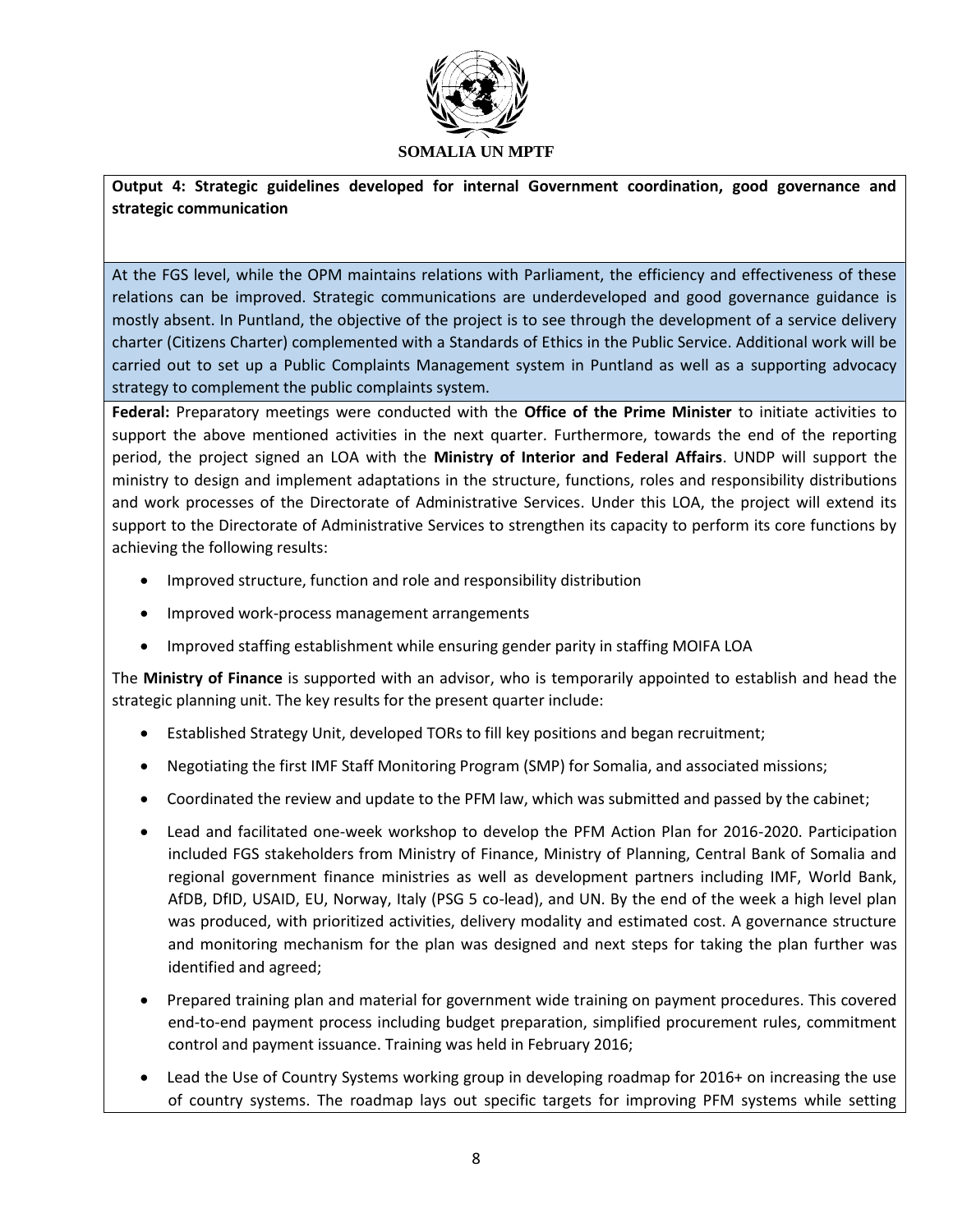**Output 4: Strategic guidelines developed for internal Government coordination, good governance and strategic communication**

At the FGS level, while the OPM maintains relations with Parliament, the efficiency and effectiveness of these relations can be improved. Strategic communications are underdeveloped and good governance guidance is mostly absent. In Puntland, the objective of the project is to see through the development of a service delivery charter (Citizens Charter) complemented with a Standards of Ethics in the Public Service. Additional work will be carried out to set up a Public Complaints Management system in Puntland as well as a supporting advocacy strategy to complement the public complaints system.

**Federal:** Preparatory meetings were conducted with the **Office of the Prime Minister** to initiate activities to support the above mentioned activities in the next quarter. Furthermore, towards the end of the reporting period, the project signed an LOA with the **Ministry of Interior and Federal Affairs**. UNDP will support the ministry to design and implement adaptations in the structure, functions, roles and responsibility distributions and work processes of the Directorate of Administrative Services. Under this LOA, the project will extend its support to the Directorate of Administrative Services to strengthen its capacity to perform its core functions by achieving the following results:

- Improved structure, function and role and responsibility distribution
- Improved work-process management arrangements
- Improved staffing establishment while ensuring gender parity in staffing MOIFA LOA

The **Ministry of Finance** is supported with an advisor, who is temporarily appointed to establish and head the strategic planning unit. The key results for the present quarter include:

- Established Strategy Unit, developed TORs to fill key positions and began recruitment;
- Negotiating the first IMF Staff Monitoring Program (SMP) for Somalia, and associated missions;
- Coordinated the review and update to the PFM law, which was submitted and passed by the cabinet;
- Lead and facilitated one-week workshop to develop the PFM Action Plan for 2016-2020. Participation included FGS stakeholders from Ministry of Finance, Ministry of Planning, Central Bank of Somalia and regional government finance ministries as well as development partners including IMF, World Bank, AfDB, DfID, USAID, EU, Norway, Italy (PSG 5 co-lead), and UN. By the end of the week a high level plan was produced, with prioritized activities, delivery modality and estimated cost. A governance structure and monitoring mechanism for the plan was designed and next steps for taking the plan further was identified and agreed;
- Prepared training plan and material for government wide training on payment procedures. This covered end-to-end payment process including budget preparation, simplified procurement rules, commitment control and payment issuance. Training was held in February 2016;
- Lead the Use of Country Systems working group in developing roadmap for 2016+ on increasing the use of country systems. The roadmap lays out specific targets for improving PFM systems while setting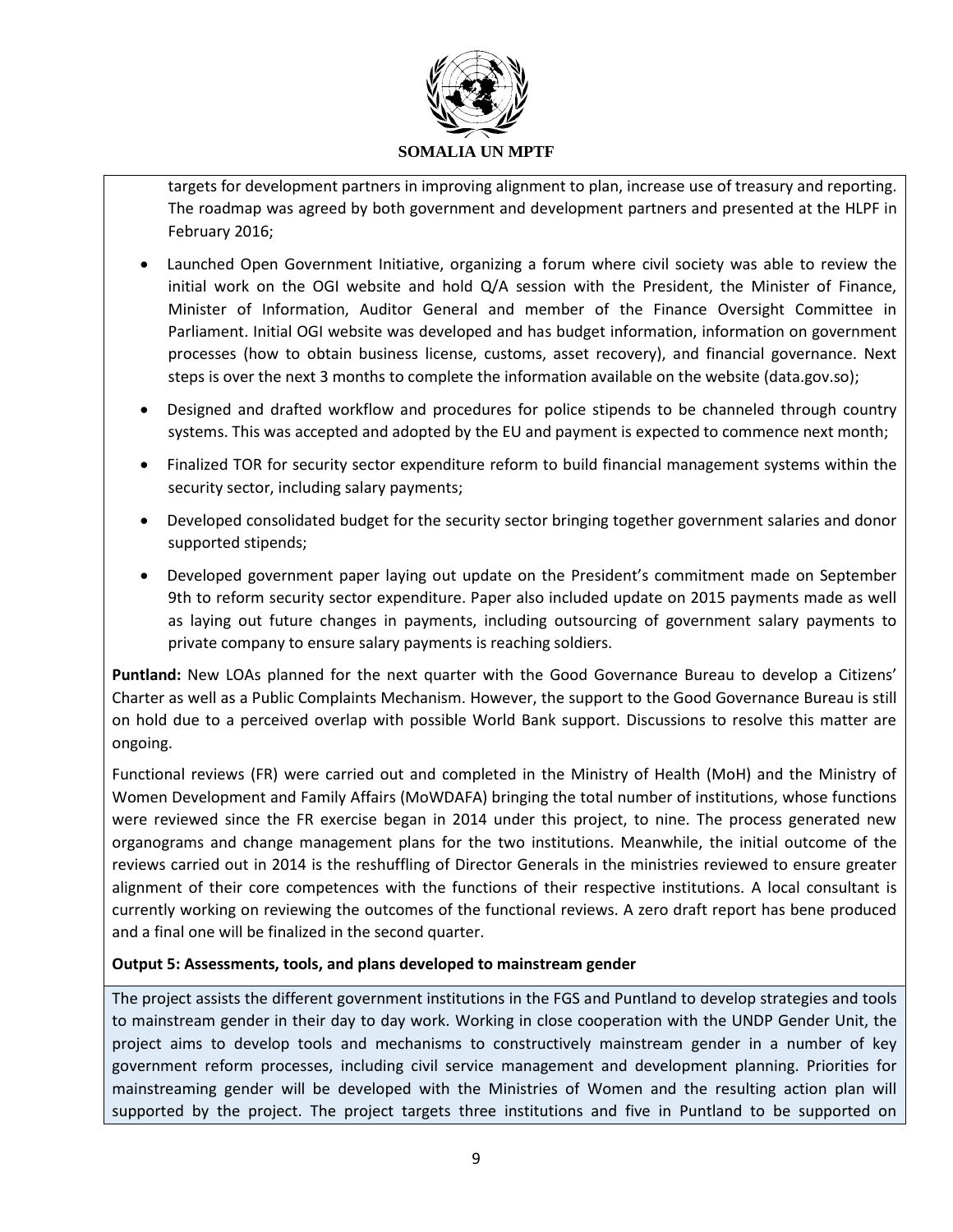targets for development partners in improving alignment to plan, increase use of treasury and reporting. The roadmap was agreed by both government and development partners and presented at the HLPF in February 2016;

- Launched Open Government Initiative, organizing a forum where civil society was able to review the initial work on the OGI website and hold Q/A session with the President, the Minister of Finance, Minister of Information, Auditor General and member of the Finance Oversight Committee in Parliament. Initial OGI website was developed and has budget information, information on government processes (how to obtain business license, customs, asset recovery), and financial governance. Next steps is over the next 3 months to complete the information available on the website (data.gov.so);
- Designed and drafted workflow and procedures for police stipends to be channeled through country systems. This was accepted and adopted by the EU and payment is expected to commence next month;
- Finalized TOR for security sector expenditure reform to build financial management systems within the security sector, including salary payments;
- Developed consolidated budget for the security sector bringing together government salaries and donor supported stipends;
- Developed government paper laying out update on the President's commitment made on September 9th to reform security sector expenditure. Paper also included update on 2015 payments made as well as laying out future changes in payments, including outsourcing of government salary payments to private company to ensure salary payments is reaching soldiers.

**Puntland:** New LOAs planned for the next quarter with the Good Governance Bureau to develop a Citizens' Charter as well as a Public Complaints Mechanism. However, the support to the Good Governance Bureau is still on hold due to a perceived overlap with possible World Bank support. Discussions to resolve this matter are ongoing.

Functional reviews (FR) were carried out and completed in the Ministry of Health (MoH) and the Ministry of Women Development and Family Affairs (MoWDAFA) bringing the total number of institutions, whose functions were reviewed since the FR exercise began in 2014 under this project, to nine. The process generated new organograms and change management plans for the two institutions. Meanwhile, the initial outcome of the reviews carried out in 2014 is the reshuffling of Director Generals in the ministries reviewed to ensure greater alignment of their core competences with the functions of their respective institutions. A local consultant is currently working on reviewing the outcomes of the functional reviews. A zero draft report has bene produced and a final one will be finalized in the second quarter.

**Output 5: Assessments, tools, and plans developed to mainstream gender**

The project assists the different government institutions in the FGS and Puntland to develop strategies and tools to mainstream gender in their day to day work. Working in close cooperation with the UNDP Gender Unit, the project aims to develop tools and mechanisms to constructively mainstream gender in a number of key government reform processes, including civil service management and development planning. Priorities for mainstreaming gender will be developed with the Ministries of Women and the resulting action plan will supported by the project. The project targets three institutions and five in Puntland to be supported on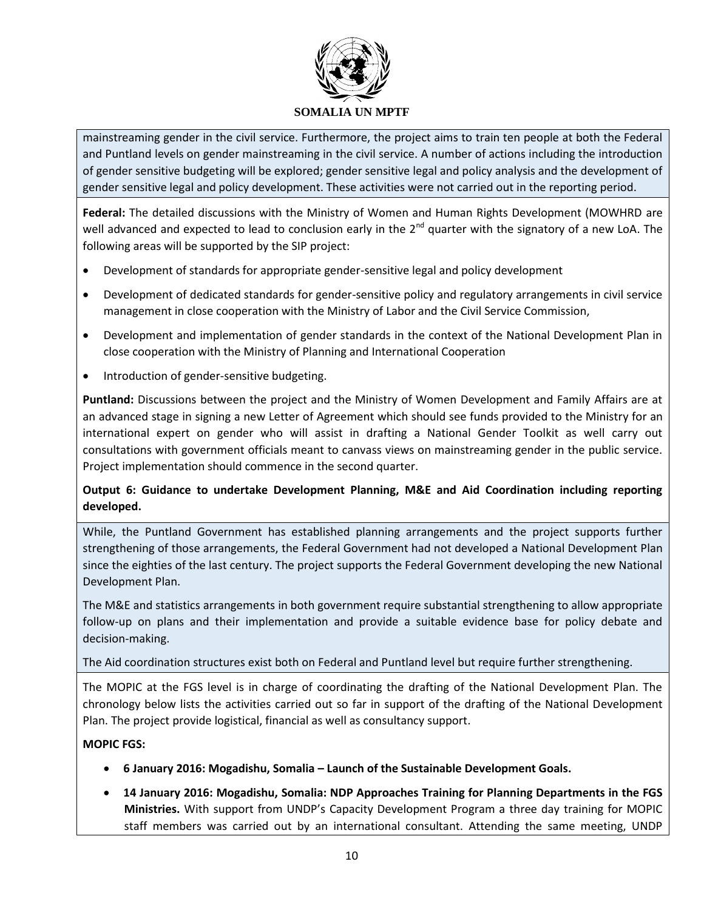mainstreaming gender in the civil service. Furthermore, the project aims to train ten people at both the Federal and Puntland levels on gender mainstreaming in the civil service. A number of actions including the introduction of gender sensitive budgeting will be explored; gender sensitive legal and policy analysis and the development of gender sensitive legal and policy development. These activities were not carried out in the reporting period.

**Federal:** The detailed discussions with the Ministry of Women and Human Rights Development (MOWHRD are well advanced and expected to lead to conclusion early in the 2nd quarter with the signatory of a new LoA. The following areas will be supported by the SIP project:

- Development of standards for appropriate gender-sensitive legal and policy development
- Development of dedicated standards for gender-sensitive policy and regulatory arrangements in civil service management in close cooperation with the Ministry of Labor and the Civil Service Commission,
- Development and implementation of gender standards in the context of the National Development Plan in close cooperation with the Ministry of Planning and International Cooperation
- Introduction of gender-sensitive budgeting.

**Puntland:** Discussions between the project and the Ministry of Women Development and Family Affairs are at an advanced stage in signing a new Letter of Agreement which should see funds provided to the Ministry for an international expert on gender who will assist in drafting a National Gender Toolkit as well carry out consultations with government officials meant to canvass views on mainstreaming gender in the public service. Project implementation should commence in the second quarter.

**Output 6: Guidance to undertake Development Planning, M&E and Aid Coordination including reporting developed.**

While, the Puntland Government has established planning arrangements and the project supports further strengthening of those arrangements, the Federal Government had not developed a National Development Plan since the eighties of the last century. The project supports the Federal Government developing the new National Development Plan.

The M&E and statistics arrangements in both government require substantial strengthening to allow appropriate follow-up on plans and their implementation and provide a suitable evidence base for policy debate and decision-making.

The Aid coordination structures exist both on Federal and Puntland level but require further strengthening.

The MOPIC at the FGS level is in charge of coordinating the drafting of the National Development Plan. The chronology below lists the activities carried out so far in support of the drafting of the National Development Plan. The project provide logistical, financial as well as consultancy support.

**MOPIC FGS:**

- **6 January 2016: Mogadishu, Somalia – Launch of the Sustainable Development Goals.**
- **14 January 2016: Mogadishu, Somalia: NDP Approaches Training for Planning Departments in the FGS Ministries.** With support from UNDP's Capacity Development Program a three day training for MOPIC staff members was carried out by an international consultant. Attending the same meeting, UNDP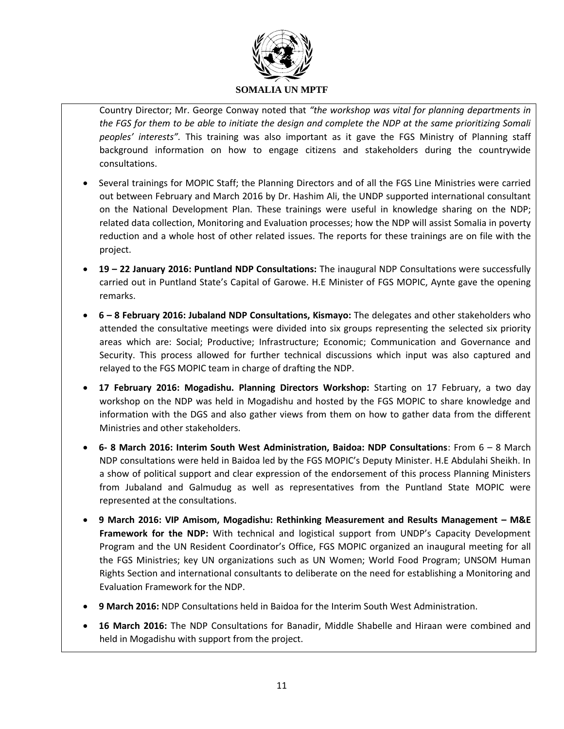Country Director; Mr. George Conway noted that *"the workshop was vital for planning departments in the FGS for them to be able to initiate the design and complete the NDP at the same prioritizing Somali peoples' interests"*. This training was also important as it gave the FGS Ministry of Planning staff background information on how to engage citizens and stakeholders during the countrywide consultations.

- Several trainings for MOPIC Staff; the Planning Directors and of all the FGS Line Ministries were carried out between February and March 2016 by Dr. Hashim Ali, the UNDP supported international consultant on the National Development Plan. These trainings were useful in knowledge sharing on the NDP; related data collection, Monitoring and Evaluation processes; how the NDP will assist Somalia in poverty reduction and a whole host of other related issues. The reports for these trainings are on file with the project.
- **19 – 22 January 2016: Puntland NDP Consultations:** The inaugural NDP Consultations were successfully carried out in Puntland State's Capital of Garowe. H.E Minister of FGS MOPIC, Aynte gave the opening remarks.
- **6 – 8 February 2016: Jubaland NDP Consultations, Kismayo:** The delegates and other stakeholders who attended the consultative meetings were divided into six groups representing the selected six priority areas which are: Social; Productive; Infrastructure; Economic; Communication and Governance and Security. This process allowed for further technical discussions which input was also captured and relayed to the FGS MOPIC team in charge of drafting the NDP.
- **17 February 2016: Mogadishu. Planning Directors Workshop:** Starting on 17 February, a two day workshop on the NDP was held in Mogadishu and hosted by the FGS MOPIC to share knowledge and information with the DGS and also gather views from them on how to gather data from the different Ministries and other stakeholders.
- **6- 8 March 2016: Interim South West Administration, Baidoa: NDP Consultations**: From 6 – 8 March NDP consultations were held in Baidoa led by the FGS MOPIC's Deputy Minister. H.E Abdulahi Sheikh. In a show of political support and clear expression of the endorsement of this process Planning Ministers from Jubaland and Galmudug as well as representatives from the Puntland State MOPIC were represented at the consultations.
- **9 March 2016: VIP Amisom, Mogadishu: Rethinking Measurement and Results Management – M&E Framework for the NDP:** With technical and logistical support from UNDP's Capacity Development Program and the UN Resident Coordinator's Office, FGS MOPIC organized an inaugural meeting for all the FGS Ministries; key UN organizations such as UN Women; World Food Program; UNSOM Human Rights Section and international consultants to deliberate on the need for establishing a Monitoring and Evaluation Framework for the NDP.
- **9 March 2016:** NDP Consultations held in Baidoa for the Interim South West Administration.
- **16 March 2016:** The NDP Consultations for Banadir, Middle Shabelle and Hiraan were combined and held in Mogadishu with support from the project.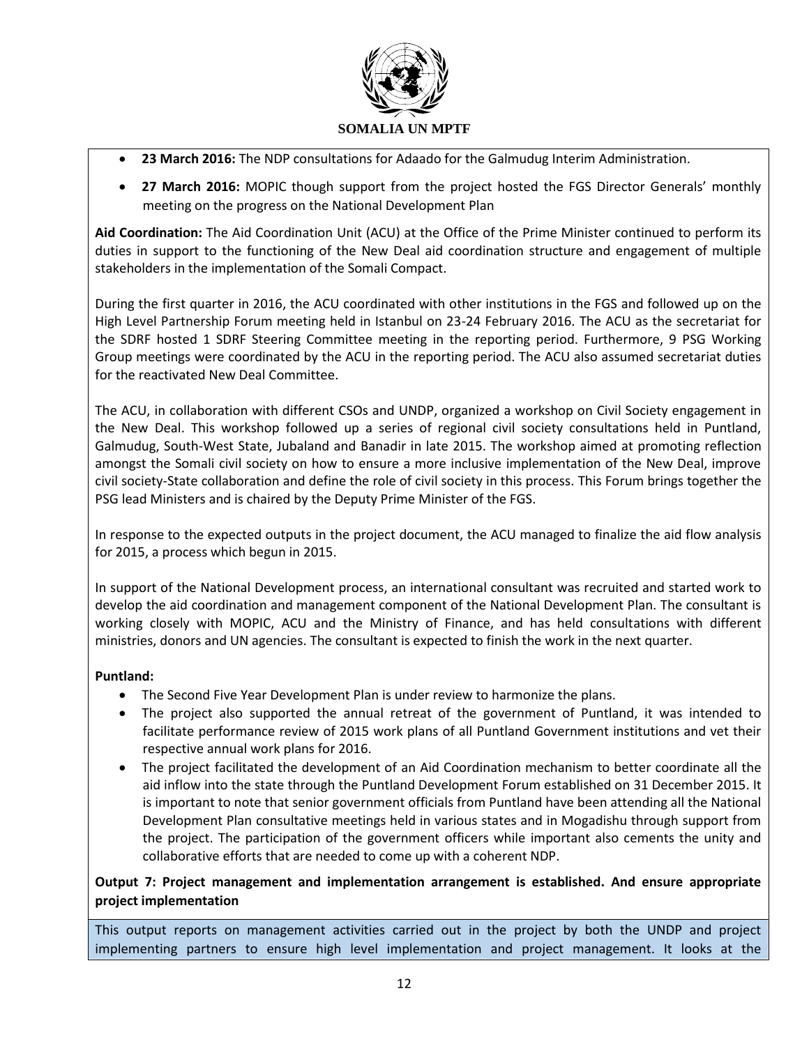- **23 March 2016:** The NDP consultations for Adaado for the Galmudug Interim Administration.
- **27 March 2016:** MOPIC though support from the project hosted the FGS Director Generals' monthly meeting on the progress on the National Development Plan

**Aid Coordination:** The Aid Coordination Unit (ACU) at the Office of the Prime Minister continued to perform its duties in support to the functioning of the New Deal aid coordination structure and engagement of multiple stakeholders in the implementation of the Somali Compact.

During the first quarter in 2016, the ACU coordinated with other institutions in the FGS and followed up on the High Level Partnership Forum meeting held in Istanbul on 23-24 February 2016. The ACU as the secretariat for the SDRF hosted 1 SDRF Steering Committee meeting in the reporting period. Furthermore, 9 PSG Working Group meetings were coordinated by the ACU in the reporting period. The ACU also assumed secretariat duties for the reactivated New Deal Committee.

The ACU, in collaboration with different CSOs and UNDP, organized a workshop on Civil Society engagement in the New Deal. This workshop followed up a series of regional civil society consultations held in Puntland, Galmudug, South-West State, Jubaland and Banadir in late 2015. The workshop aimed at promoting reflection amongst the Somali civil society on how to ensure a more inclusive implementation of the New Deal, improve civil society-State collaboration and define the role of civil society in this process. This Forum brings together the PSG lead Ministers and is chaired by the Deputy Prime Minister of the FGS.

In response to the expected outputs in the project document, the ACU managed to finalize the aid flow analysis for 2015, a process which begun in 2015.

In support of the National Development process, an international consultant was recruited and started work to develop the aid coordination and management component of the National Development Plan. The consultant is working closely with MOPIC, ACU and the Ministry of Finance, and has held consultations with different ministries, donors and UN agencies. The consultant is expected to finish the work in the next quarter.

**Puntland:**

- The Second Five Year Development Plan is under review to harmonize the plans.
- The project also supported the annual retreat of the government of Puntland, it was intended to facilitate performance review of 2015 work plans of all Puntland Government institutions and vet their respective annual work plans for 2016.
- The project facilitated the development of an Aid Coordination mechanism to better coordinate all the aid inflow into the state through the Puntland Development Forum established on 31 December 2015. It is important to note that senior government officials from Puntland have been attending all the National Development Plan consultative meetings held in various states and in Mogadishu through support from the project. The participation of the government officers while important also cements the unity and collaborative efforts that are needed to come up with a coherent NDP.

**Output 7: Project management and implementation arrangement is established. And ensure appropriate project implementation**

This output reports on management activities carried out in the project by both the UNDP and project implementing partners to ensure high level implementation and project management. It looks at the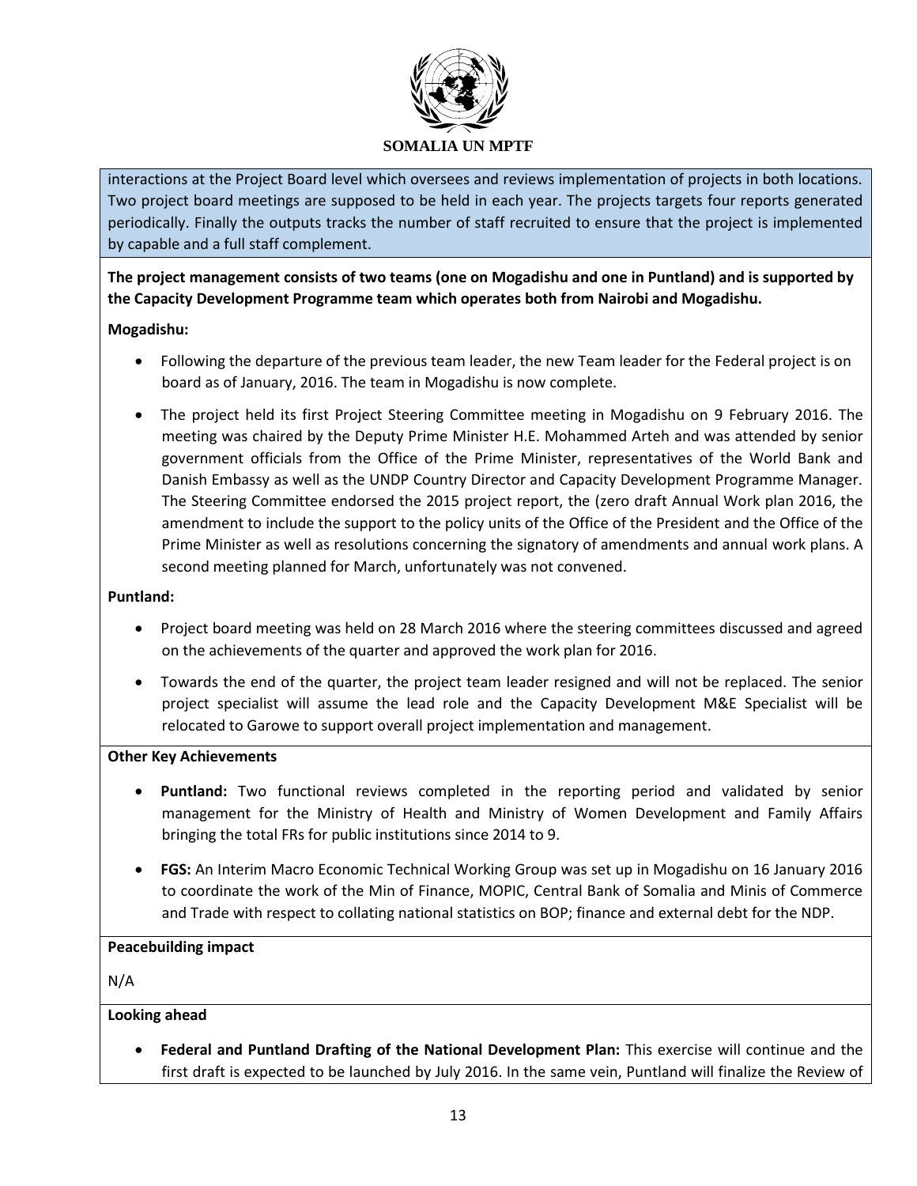interactions at the Project Board level which oversees and reviews implementation of projects in both locations. Two project board meetings are supposed to be held in each year. The projects targets four reports generated periodically. Finally the outputs tracks the number of staff recruited to ensure that the project is implemented by capable and a full staff complement.

**The project management consists of two teams (one on Mogadishu and one in Puntland) and is supported by the Capacity Development Programme team which operates both from Nairobi and Mogadishu.**

**Mogadishu:**

- Following the departure of the previous team leader, the new Team leader for the Federal project is on board as of January, 2016. The team in Mogadishu is now complete.
- The project held its first Project Steering Committee meeting in Mogadishu on 9 February 2016. The meeting was chaired by the Deputy Prime Minister H.E. Mohammed Arteh and was attended by senior government officials from the Office of the Prime Minister, representatives of the World Bank and Danish Embassy as well as the UNDP Country Director and Capacity Development Programme Manager. The Steering Committee endorsed the 2015 project report, the (zero draft Annual Work plan 2016, the amendment to include the support to the policy units of the Office of the President and the Office of the Prime Minister as well as resolutions concerning the signatory of amendments and annual work plans. A second meeting planned for March, unfortunately was not convened.

**Puntland:**

- Project board meeting was held on 28 March 2016 where the steering committees discussed and agreed on the achievements of the quarter and approved the work plan for 2016.
- Towards the end of the quarter, the project team leader resigned and will not be replaced. The senior project specialist will assume the lead role and the Capacity Development M&E Specialist will be relocated to Garowe to support overall project implementation and management.

**Other Key Achievements**

- **Puntland:** Two functional reviews completed in the reporting period and validated by senior management for the Ministry of Health and Ministry of Women Development and Family Affairs bringing the total FRs for public institutions since 2014 to 9.
- **FGS:** An Interim Macro Economic Technical Working Group was set up in Mogadishu on 16 January 2016 to coordinate the work of the Min of Finance, MOPIC, Central Bank of Somalia and Minis of Commerce and Trade with respect to collating national statistics on BOP; finance and external debt for the NDP.

**Peacebuilding impact**

N/A

**Looking ahead**

- **Federal and Puntland Drafting of the National Development Plan:** This exercise will continue and the first draft is expected to be launched by July 2016. In the same vein, Puntland will finalize the Review of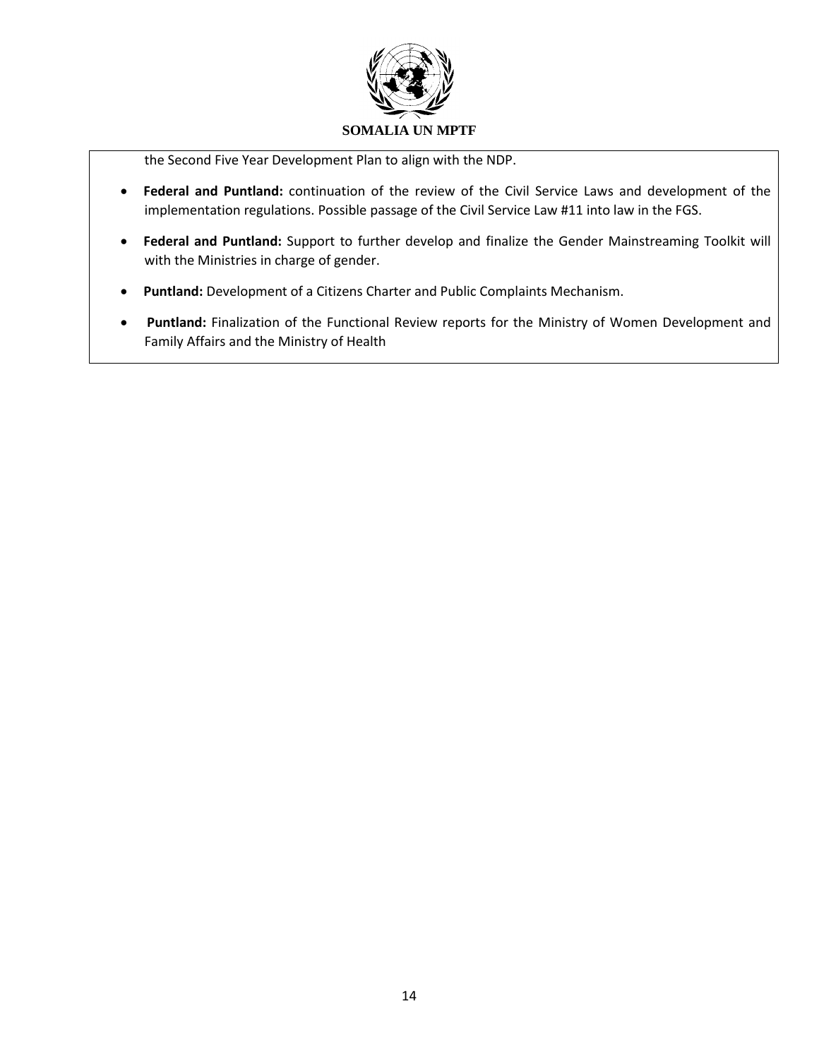the Second Five Year Development Plan to align with the NDP.

- **Federal and Puntland:** continuation of the review of the Civil Service Laws and development of the implementation regulations. Possible passage of the Civil Service Law #11 into law in the FGS.
- **Federal and Puntland:** Support to further develop and finalize the Gender Mainstreaming Toolkit will with the Ministries in charge of gender.
- **Puntland:** Development of a Citizens Charter and Public Complaints Mechanism.
- **Puntland:** Finalization of the Functional Review reports for the Ministry of Women Development and Family Affairs and the Ministry of Health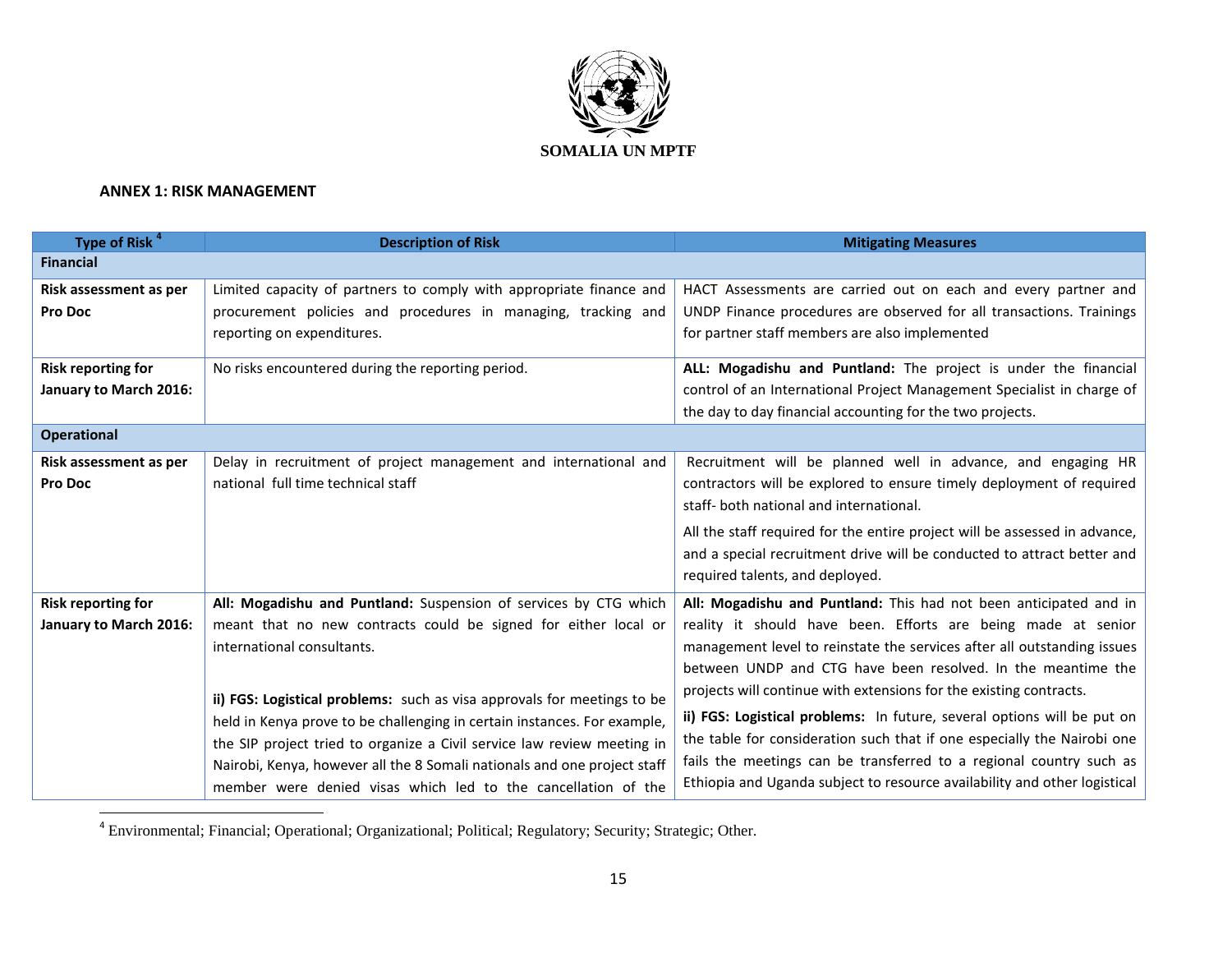SOMALIA UN MPTF

**ANNEX 1: RISK MANAGEMENT**

| Type of Risk [4] | Description of Risk | Mitigating Measures |
|---|---|---|
| **Financial** | | |
| **Risk assessment as per Pro Doc** | Limited capacity of partners to comply with appropriate finance and procurement policies and procedures in managing, tracking and reporting on expenditures. | HACT Assessments are carried out on each and every partner and UNDP Finance procedures are observed for all transactions. Trainings for partner staff members are also implemented |
| **Risk reporting for January to March 2016:** | No risks encountered during the reporting period. | **ALL: Mogadishu and Puntland:** The project is under the financial control of an International Project Management Specialist in charge of the day to day financial accounting for the two projects. |
| **Operational** | | |
| **Risk assessment as per Pro Doc** | Delay in recruitment of project management and international and national full time technical staff | Recruitment will be planned well in advance, and engaging HR contractors will be explored to ensure timely deployment of required staff- both national and international.<br><br>All the staff required for the entire project will be assessed in advance, and a special recruitment drive will be conducted to attract better and required talents, and deployed. |
| **Risk reporting for January to March 2016:** | **All: Mogadishu and Puntland:** Suspension of services by CTG which meant that no new contracts could be signed for either local or international consultants.<br><br>**ii) FGS: Logistical problems:** such as visa approvals for meetings to be held in Kenya prove to be challenging in certain instances. For example, the SIP project tried to organize a Civil service law review meeting in Nairobi, Kenya, however all the 8 Somali nationals and one project staff member were denied visas which led to the cancellation of the | **All: Mogadishu and Puntland:** This had not been anticipated and in reality it should have been. Efforts are being made at senior management level to reinstate the services after all outstanding issues between UNDP and CTG have been resolved. In the meantime the projects will continue with extensions for the existing contracts.<br><br>**ii) FGS: Logistical problems:** In future, several options will be put on the table for consideration such that if one especially the Nairobi one fails the meetings can be transferred to a regional country such as Ethiopia and Uganda subject to resource availability and other logistical |

[4] Environmental; Financial; Operational; Organizational; Political; Regulatory; Security; Strategic; Other.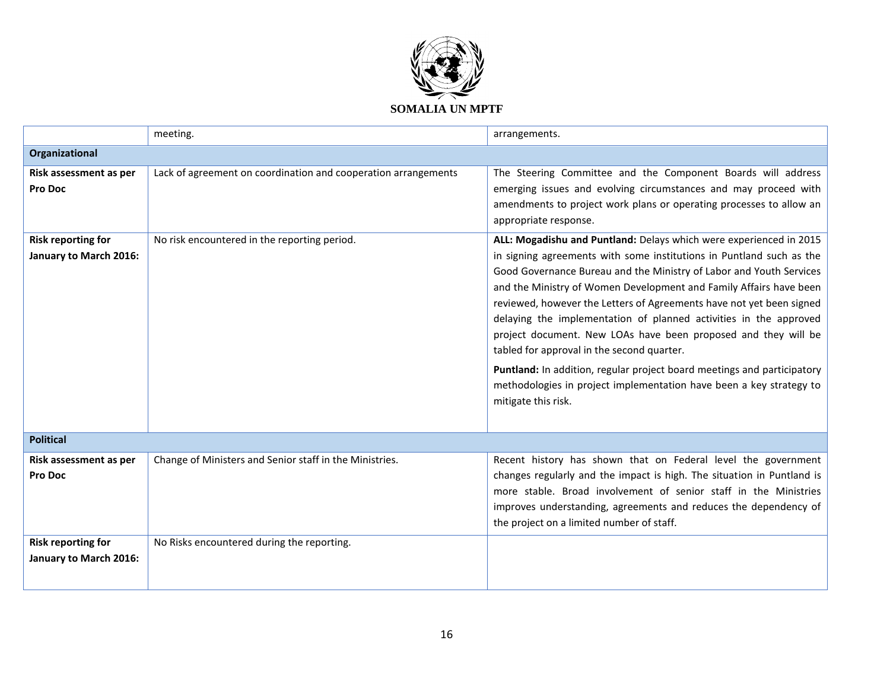| | | |
|---|---|---|
| | meeting. | arrangements. |
| **Organizational** | | |
| **Risk assessment as per Pro Doc** | Lack of agreement on coordination and cooperation arrangements | The Steering Committee and the Component Boards will address emerging issues and evolving circumstances and may proceed with amendments to project work plans or operating processes to allow an appropriate response. |
| **Risk reporting for January to March 2016:** | No risk encountered in the reporting period. | **ALL: Mogadishu and Puntland:** Delays which were experienced in 2015 in signing agreements with some institutions in Puntland such as the Good Governance Bureau and the Ministry of Labor and Youth Services and the Ministry of Women Development and Family Affairs have been reviewed, however the Letters of Agreements have not yet been signed delaying the implementation of planned activities in the approved project document. New LOAs have been proposed and they will be tabled for approval in the second quarter.<br><br>**Puntland:** In addition, regular project board meetings and participatory methodologies in project implementation have been a key strategy to mitigate this risk. |
| **Political** | | |
| **Risk assessment as per Pro Doc** | Change of Ministers and Senior staff in the Ministries. | Recent history has shown that on Federal level the government changes regularly and the impact is high. The situation in Puntland is more stable. Broad involvement of senior staff in the Ministries improves understanding, agreements and reduces the dependency of the project on a limited number of staff. |
| **Risk reporting for January to March 2016:** | No Risks encountered during the reporting. | |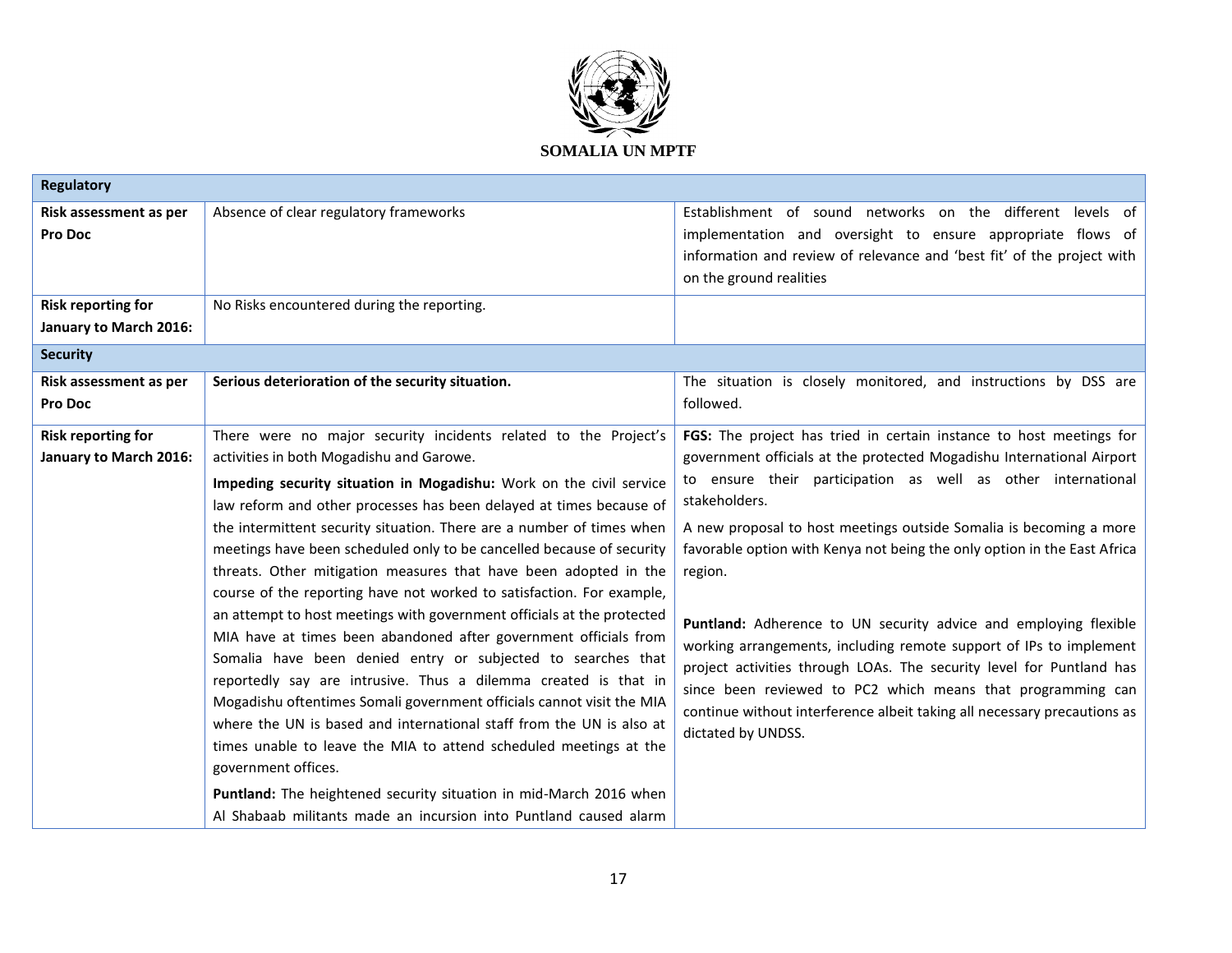**SOMALIA UN MPTF**

| Regulatory | | |
|---|---|---|
| **Risk assessment as per Pro Doc** | Absence of clear regulatory frameworks | Establishment of sound networks on the different levels of implementation and oversight to ensure appropriate flows of information and review of relevance and 'best fit' of the project with on the ground realities |
| **Risk reporting for January to March 2016:** | No Risks encountered during the reporting. | |
| **Security** | | |
| **Risk assessment as per Pro Doc** | **Serious deterioration of the security situation.** | The situation is closely monitored, and instructions by DSS are followed. |
| **Risk reporting for January to March 2016:** | There were no major security incidents related to the Project's activities in both Mogadishu and Garowe.<br><br>**Impeding security situation in Mogadishu:** Work on the civil service law reform and other processes has been delayed at times because of the intermittent security situation. There are a number of times when meetings have been scheduled only to be cancelled because of security threats. Other mitigation measures that have been adopted in the course of the reporting have not worked to satisfaction. For example, an attempt to host meetings with government officials at the protected MIA have at times been abandoned after government officials from Somalia have been denied entry or subjected to searches that reportedly say are intrusive. Thus a dilemma created is that in Mogadishu oftentimes Somali government officials cannot visit the MIA where the UN is based and international staff from the UN is also at times unable to leave the MIA to attend scheduled meetings at the government offices.<br><br>**Puntland:** The heightened security situation in mid-March 2016 when Al Shabaab militants made an incursion into Puntland caused alarm | **FGS:** The project has tried in certain instance to host meetings for government officials at the protected Mogadishu International Airport to ensure their participation as well as other international stakeholders.<br><br>A new proposal to host meetings outside Somalia is becoming a more favorable option with Kenya not being the only option in the East Africa region.<br><br>**Puntland:** Adherence to UN security advice and employing flexible working arrangements, including remote support of IPs to implement project activities through LOAs. The security level for Puntland has since been reviewed to PC2 which means that programming can continue without interference albeit taking all necessary precautions as dictated by UNDSS. |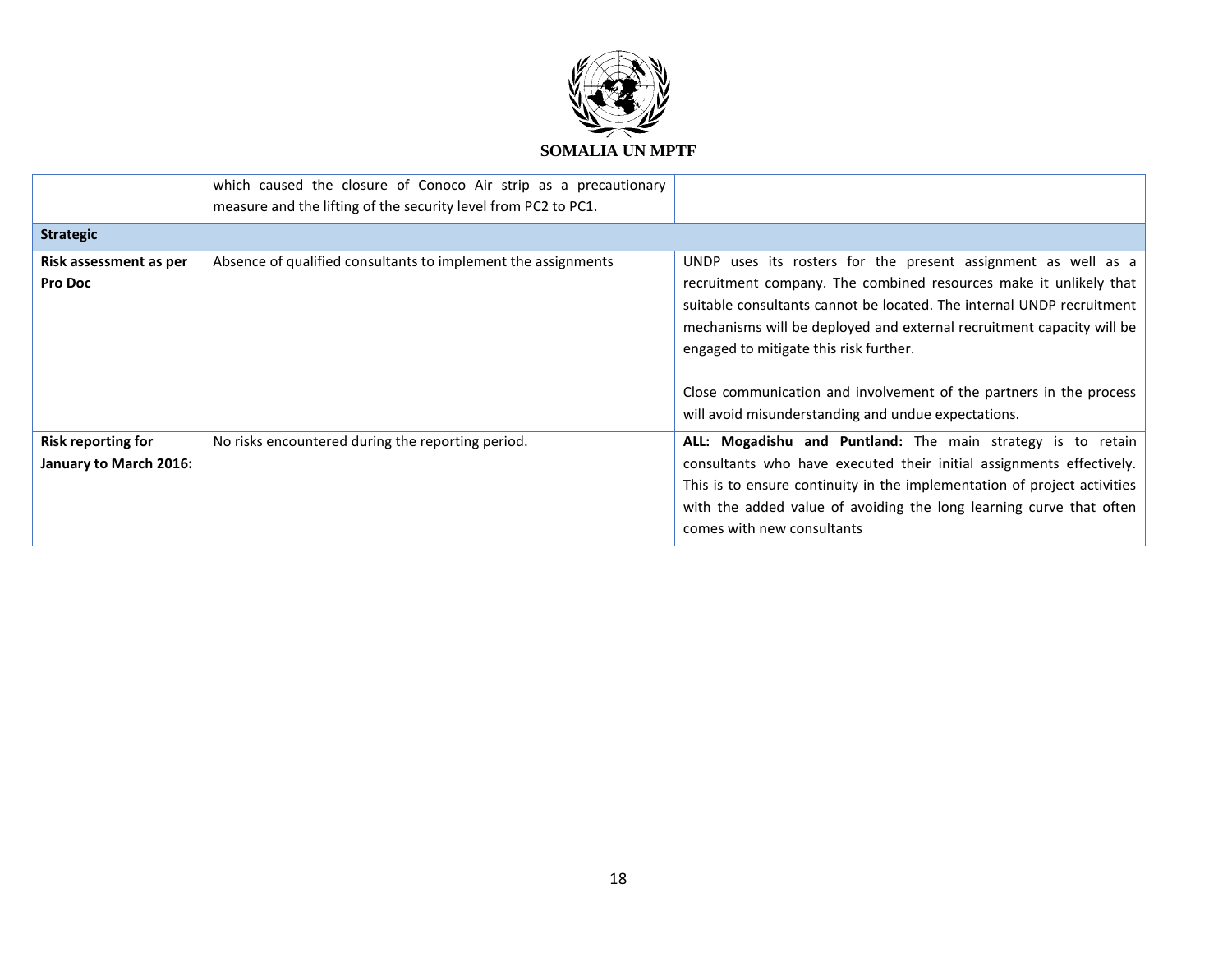**SOMALIA UN MPTF**

| | | |
|---|---|---|
| | which caused the closure of Conoco Air strip as a precautionary measure and the lifting of the security level from PC2 to PC1. | |
| **Strategic** | | |
| **Risk assessment as per Pro Doc** | Absence of qualified consultants to implement the assignments | UNDP uses its rosters for the present assignment as well as a recruitment company. The combined resources make it unlikely that suitable consultants cannot be located. The internal UNDP recruitment mechanisms will be deployed and external recruitment capacity will be engaged to mitigate this risk further.<br><br>Close communication and involvement of the partners in the process will avoid misunderstanding and undue expectations. |
| **Risk reporting for January to March 2016:** | No risks encountered during the reporting period. | **ALL: Mogadishu and Puntland:** The main strategy is to retain consultants who have executed their initial assignments effectively. This is to ensure continuity in the implementation of project activities with the added value of avoiding the long learning curve that often comes with new consultants |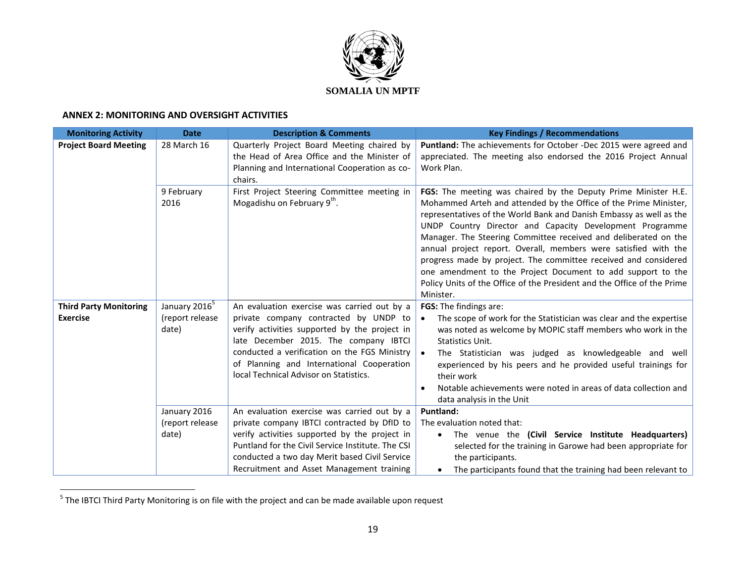SOMALIA UN MPTF

## ANNEX 2: MONITORING AND OVERSIGHT ACTIVITIES

| Monitoring Activity | Date | Description & Comments | Key Findings / Recommendations |
|---|---|---|---|
| **Project Board Meeting** | 28 March 16 | Quarterly Project Board Meeting chaired by the Head of Area Office and the Minister of Planning and International Cooperation as co-chairs. | **Puntland:** The achievements for October -Dec 2015 were agreed and appreciated. The meeting also endorsed the 2016 Project Annual Work Plan. |
| | 9 February 2016 | First Project Steering Committee meeting in Mogadishu on February 9th. | **FGS:** The meeting was chaired by the Deputy Prime Minister H.E. Mohammed Arteh and attended by the Office of the Prime Minister, representatives of the World Bank and Danish Embassy as well as the UNDP Country Director and Capacity Development Programme Manager. The Steering Committee received and deliberated on the annual project report. Overall, members were satisfied with the progress made by project. The committee received and considered one amendment to the Project Document to add support to the Policy Units of the Office of the President and the Office of the Prime Minister. |
| **Third Party Monitoring Exercise** | January 2016[5] (report release date) | An evaluation exercise was carried out by a private company contracted by UNDP to verify activities supported by the project in late December 2015. The company IBTCI conducted a verification on the FGS Ministry of Planning and International Cooperation local Technical Advisor on Statistics. | **FGS:** The findings are:<br>• The scope of work for the Statistician was clear and the expertise was noted as welcome by MOPIC staff members who work in the Statistics Unit.<br>• The Statistician was judged as knowledgeable and well experienced by his peers and he provided useful trainings for their work<br>• Notable achievements were noted in areas of data collection and data analysis in the Unit |
| | January 2016 (report release date) | An evaluation exercise was carried out by a private company IBTCI contracted by DfID to verify activities supported by the project in Puntland for the Civil Service Institute. The CSI conducted a two day Merit based Civil Service Recruitment and Asset Management training | **Puntland:**<br>The evaluation noted that:<br>• The venue the **(Civil Service Institute Headquarters)** selected for the training in Garowe had been appropriate for the participants.<br>• The participants found that the training had been relevant to |

[5] The IBTCI Third Party Monitoring is on file with the project and can be made available upon request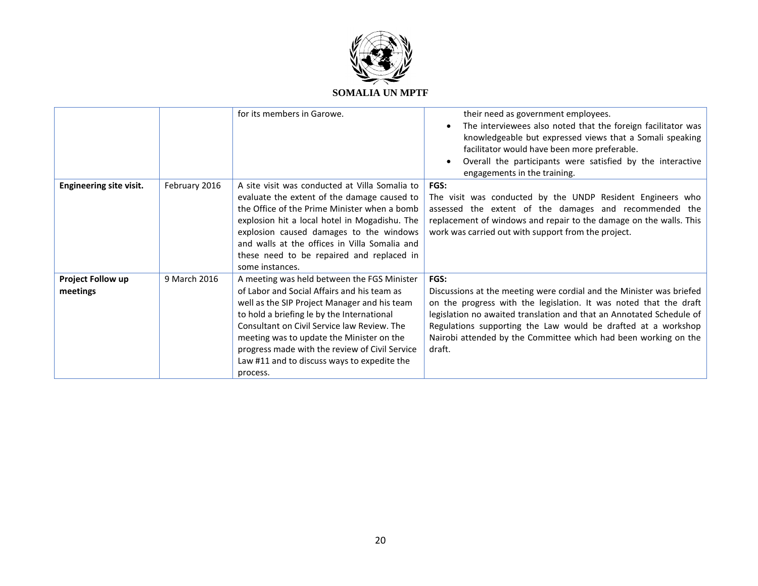| | | for its members in Garowe. | their need as government employees.<br>• The interviewees also noted that the foreign facilitator was knowledgeable but expressed views that a Somali speaking facilitator would have been more preferable.<br>• Overall the participants were satisfied by the interactive engagements in the training. |
|---|---|---|---|
| **Engineering site visit.** | February 2016 | A site visit was conducted at Villa Somalia to evaluate the extent of the damage caused to the Office of the Prime Minister when a bomb explosion hit a local hotel in Mogadishu. The explosion caused damages to the windows and walls at the offices in Villa Somalia and these need to be repaired and replaced in some instances. | **FGS:**<br>The visit was conducted by the UNDP Resident Engineers who assessed the extent of the damages and recommended the replacement of windows and repair to the damage on the walls. This work was carried out with support from the project. |
| **Project Follow up meetings** | 9 March 2016 | A meeting was held between the FGS Minister of Labor and Social Affairs and his team as well as the SIP Project Manager and his team to hold a briefing le by the International Consultant on Civil Service law Review. The meeting was to update the Minister on the progress made with the review of Civil Service Law #11 and to discuss ways to expedite the process. | **FGS:**<br>Discussions at the meeting were cordial and the Minister was briefed on the progress with the legislation. It was noted that the draft legislation no awaited translation and that an Annotated Schedule of Regulations supporting the Law would be drafted at a workshop Nairobi attended by the Committee which had been working on the draft. |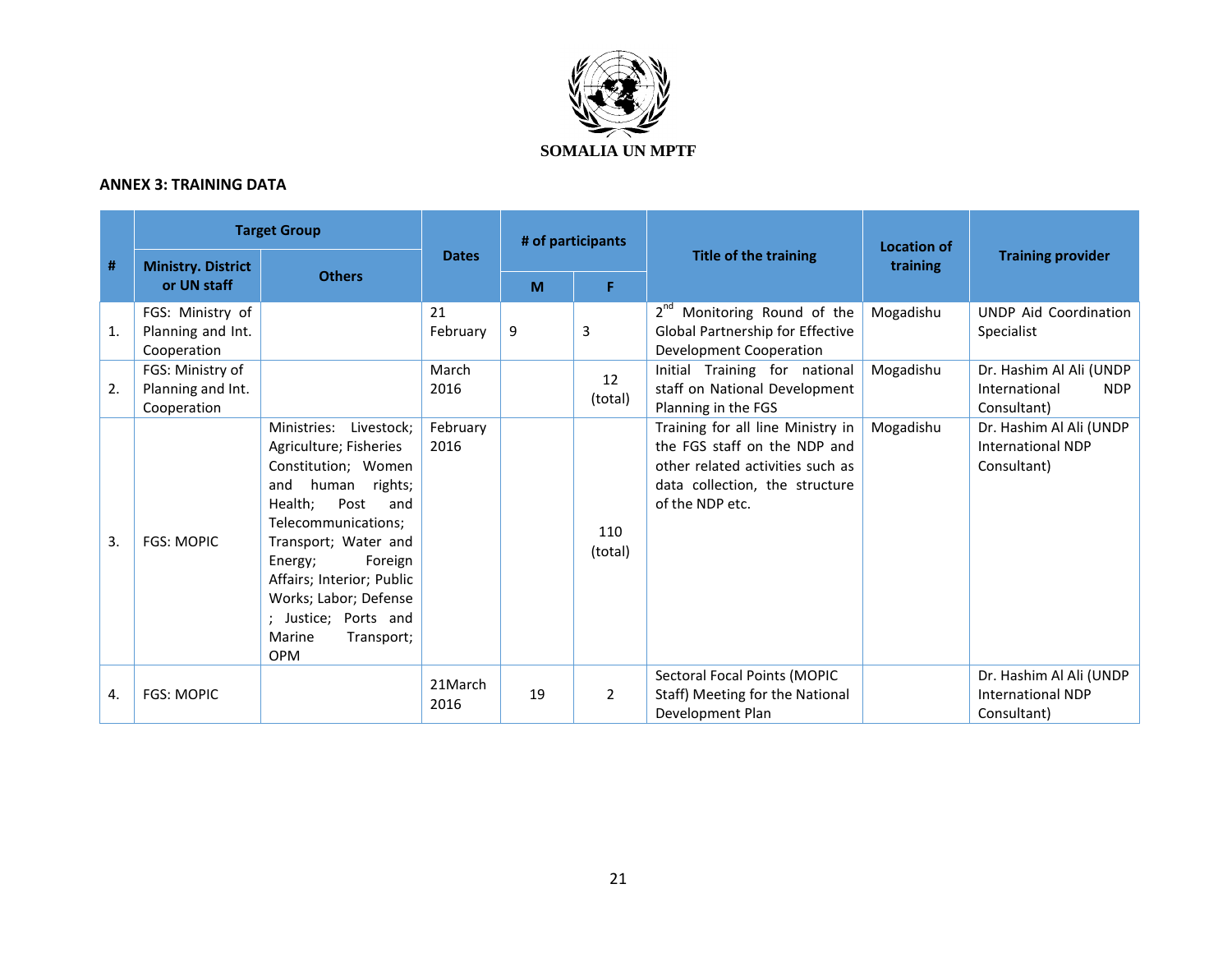SOMALIA UN MPTF

**ANNEX 3: TRAINING DATA**

| # | Target Group | | Dates | # of participants | | Title of the training | Location of training | Training provider |
|---|---|---|---|---|---|---|---|---|
| | Ministry. District or UN staff | Others | | M | F | | | |
| 1. | FGS: Ministry of Planning and Int. Cooperation | | 21 February | 9 | 3 | 2nd Monitoring Round of the Global Partnership for Effective Development Cooperation | Mogadishu | UNDP Aid Coordination Specialist |
| 2. | FGS: Ministry of Planning and Int. Cooperation | | March 2016 | | 12 (total) | Initial Training for national staff on National Development Planning in the FGS | Mogadishu | Dr. Hashim Al Ali (UNDP International NDP Consultant) |
| 3. | FGS: MOPIC | Ministries: Livestock; Agriculture; Fisheries Constitution; Women and human rights; Health; Post and Telecommunications; Transport; Water and Energy; Foreign Affairs; Interior; Public Works; Labor; Defense ; Justice; Ports and Marine Transport; OPM | February 2016 | | 110 (total) | Training for all line Ministry in the FGS staff on the NDP and other related activities such as data collection, the structure of the NDP etc. | Mogadishu | Dr. Hashim Al Ali (UNDP International NDP Consultant) |
| 4. | FGS: MOPIC | | 21March 2016 | 19 | 2 | Sectoral Focal Points (MOPIC Staff) Meeting for the National Development Plan | | Dr. Hashim Al Ali (UNDP International NDP Consultant) |